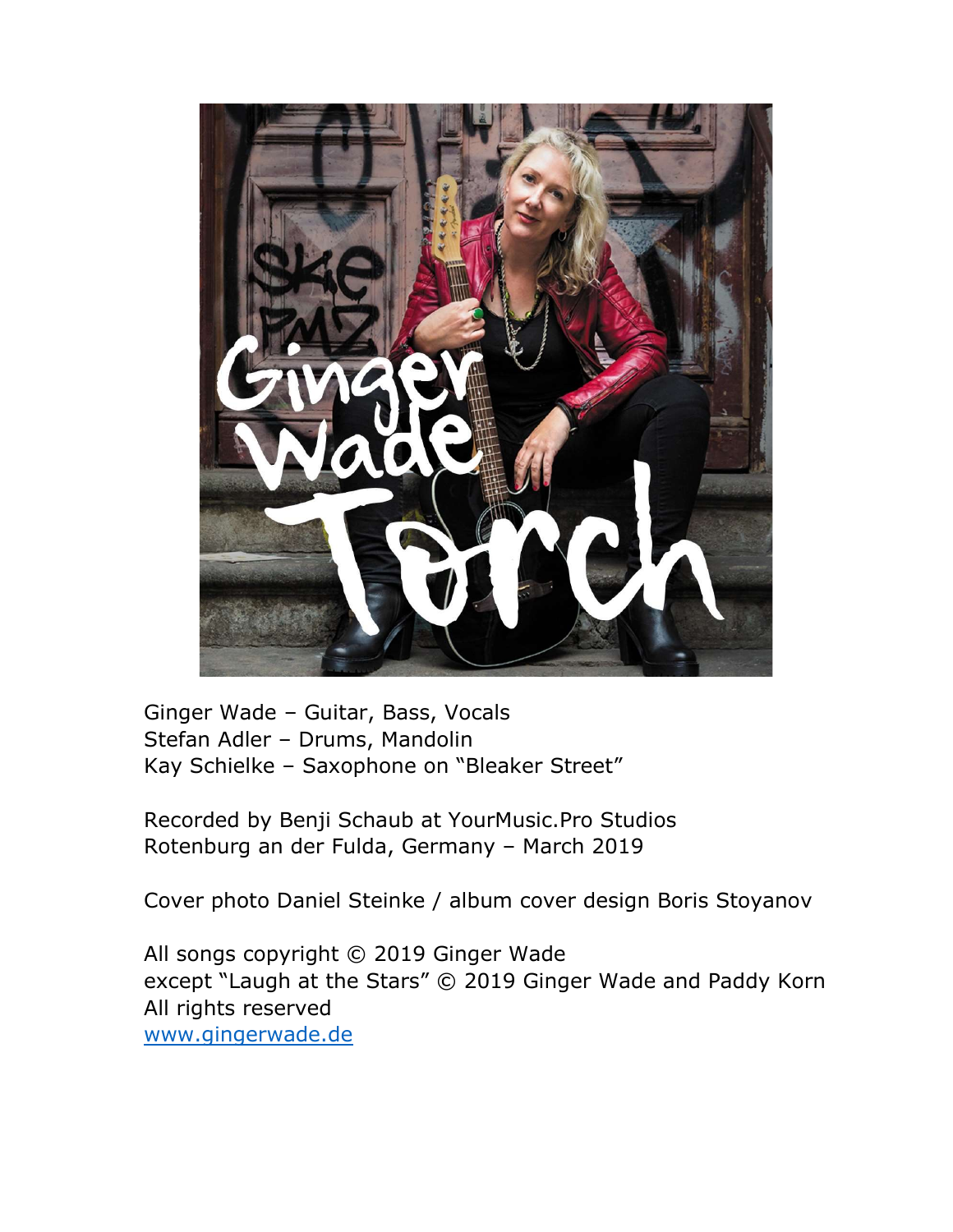Ginger Wade – Guitar, Bass, Vocals
Stefan Adler – Drums, Mandolin
Kay Schielke – Saxophone on "Bleaker Street"

Recorded by Benji Schaub at YourMusic.Pro Studios
Rotenburg an der Fulda, Germany – March 2019

Cover photo Daniel Steinke / album cover design Boris Stoyanov

All songs copyright © 2019 Ginger Wade
except "Laugh at the Stars" © 2019 Ginger Wade and Paddy Korn
All rights reserved
www.gingerwade.de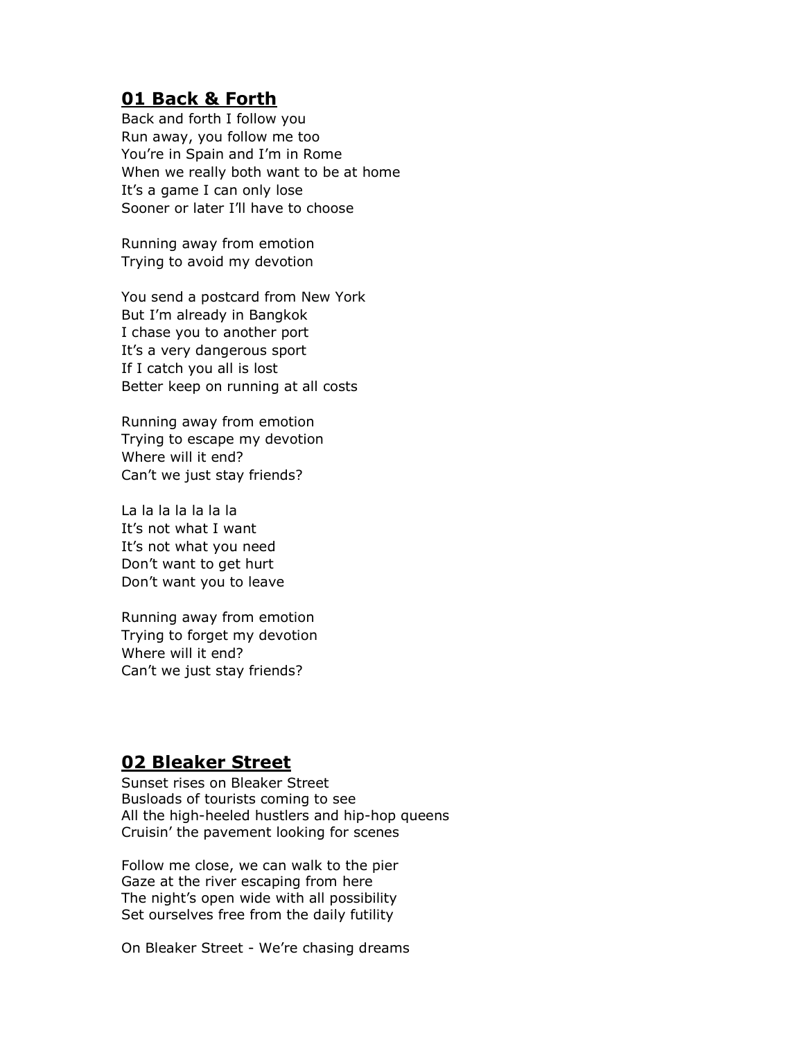## 01 Back & Forth

Back and forth I follow you
Run away, you follow me too
You're in Spain and I'm in Rome
When we really both want to be at home
It's a game I can only lose
Sooner or later I'll have to choose

Running away from emotion
Trying to avoid my devotion

You send a postcard from New York
But I'm already in Bangkok
I chase you to another port
It's a very dangerous sport
If I catch you all is lost
Better keep on running at all costs

Running away from emotion
Trying to escape my devotion
Where will it end?
Can't we just stay friends?

La la la la la la la
It's not what I want
It's not what you need
Don't want to get hurt
Don't want you to leave

Running away from emotion
Trying to forget my devotion
Where will it end?
Can't we just stay friends?

## 02 Bleaker Street

Sunset rises on Bleaker Street
Busloads of tourists coming to see
All the high-heeled hustlers and hip-hop queens
Cruisin' the pavement looking for scenes

Follow me close, we can walk to the pier
Gaze at the river escaping from here
The night's open wide with all possibility
Set ourselves free from the daily futility

On Bleaker Street - We're chasing dreams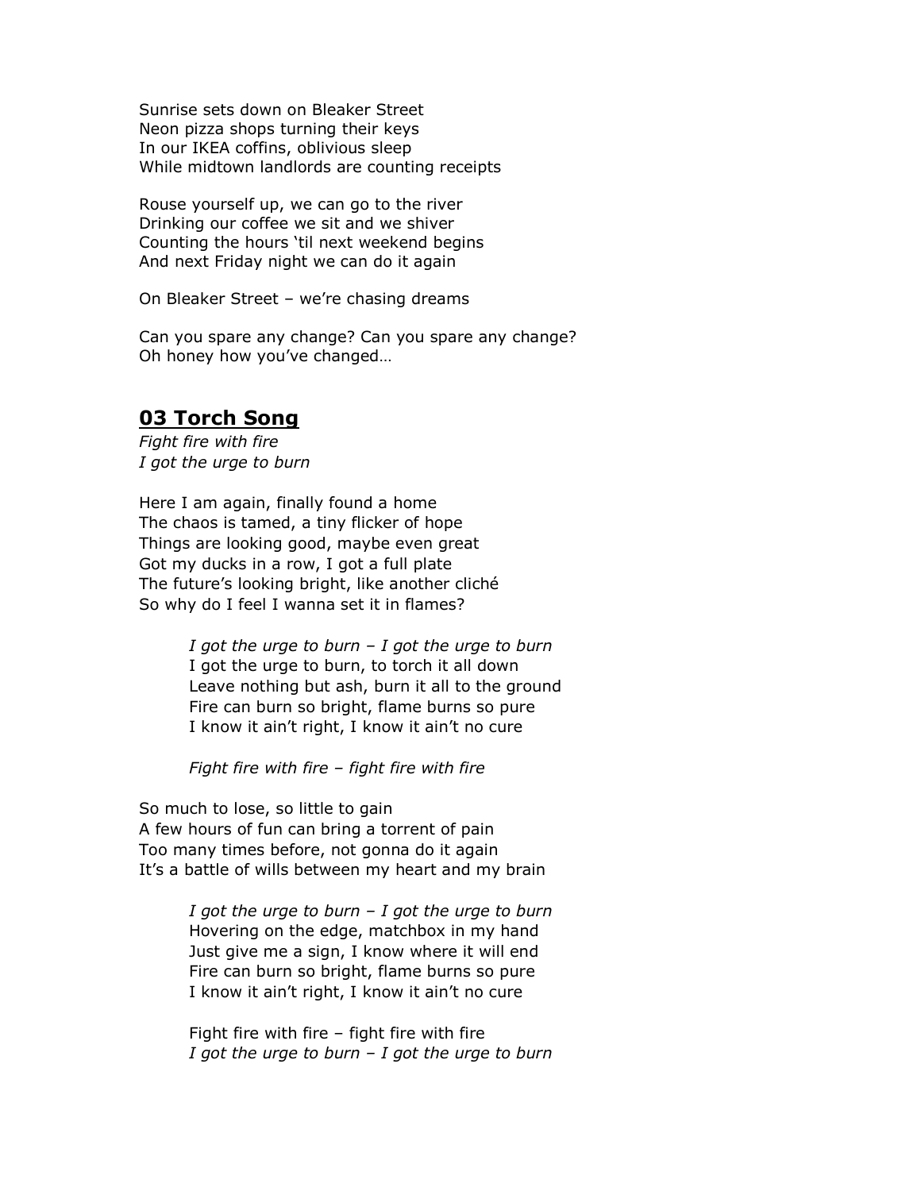Sunrise sets down on Bleaker Street
Neon pizza shops turning their keys
In our IKEA coffins, oblivious sleep
While midtown landlords are counting receipts

Rouse yourself up, we can go to the river
Drinking our coffee we sit and we shiver
Counting the hours 'til next weekend begins
And next Friday night we can do it again

On Bleaker Street – we're chasing dreams

Can you spare any change? Can you spare any change?
Oh honey how you've changed…

## 03 Torch Song

*Fight fire with fire*
*I got the urge to burn*

Here I am again, finally found a home
The chaos is tamed, a tiny flicker of hope
Things are looking good, maybe even great
Got my ducks in a row, I got a full plate
The future's looking bright, like another cliché
So why do I feel I wanna set it in flames?

> *I got the urge to burn – I got the urge to burn*
> I got the urge to burn, to torch it all down
> Leave nothing but ash, burn it all to the ground
> Fire can burn so bright, flame burns so pure
> I know it ain't right, I know it ain't no cure
>
> *Fight fire with fire – fight fire with fire*

So much to lose, so little to gain
A few hours of fun can bring a torrent of pain
Too many times before, not gonna do it again
It's a battle of wills between my heart and my brain

> *I got the urge to burn – I got the urge to burn*
> Hovering on the edge, matchbox in my hand
> Just give me a sign, I know where it will end
> Fire can burn so bright, flame burns so pure
> I know it ain't right, I know it ain't no cure
>
> Fight fire with fire – fight fire with fire
> *I got the urge to burn – I got the urge to burn*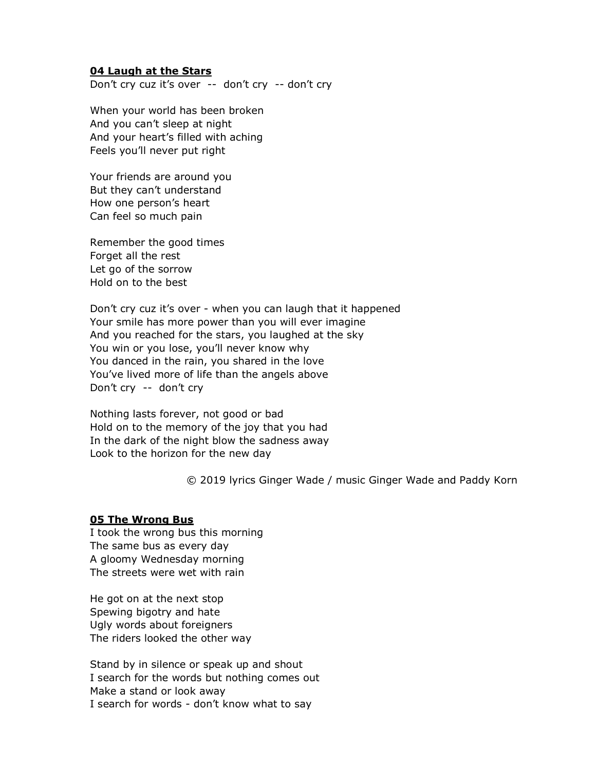### **04 Laugh at the Stars**

Don’t cry cuz it’s over  --  don’t cry  -- don’t cry

When your world has been broken  
And you can’t sleep at night  
And your heart’s filled with aching  
Feels you’ll never put right

Your friends are around you  
But they can’t understand  
How one person’s heart  
Can feel so much pain

Remember the good times  
Forget all the rest  
Let go of the sorrow  
Hold on to the best

Don’t cry cuz it’s over - when you can laugh that it happened  
Your smile has more power than you will ever imagine  
And you reached for the stars, you laughed at the sky  
You win or you lose, you’ll never know why  
You danced in the rain, you shared in the love  
You’ve lived more of life than the angels above  
Don’t cry  --  don’t cry

Nothing lasts forever, not good or bad  
Hold on to the memory of the joy that you had  
In the dark of the night blow the sadness away  
Look to the horizon for the new day

© 2019 lyrics Ginger Wade / music Ginger Wade and Paddy Korn

### **05 The Wrong Bus**

I took the wrong bus this morning  
The same bus as every day  
A gloomy Wednesday morning  
The streets were wet with rain

He got on at the next stop  
Spewing bigotry and hate  
Ugly words about foreigners  
The riders looked the other way

Stand by in silence or speak up and shout  
I search for the words but nothing comes out  
Make a stand or look away  
I search for words - don’t know what to say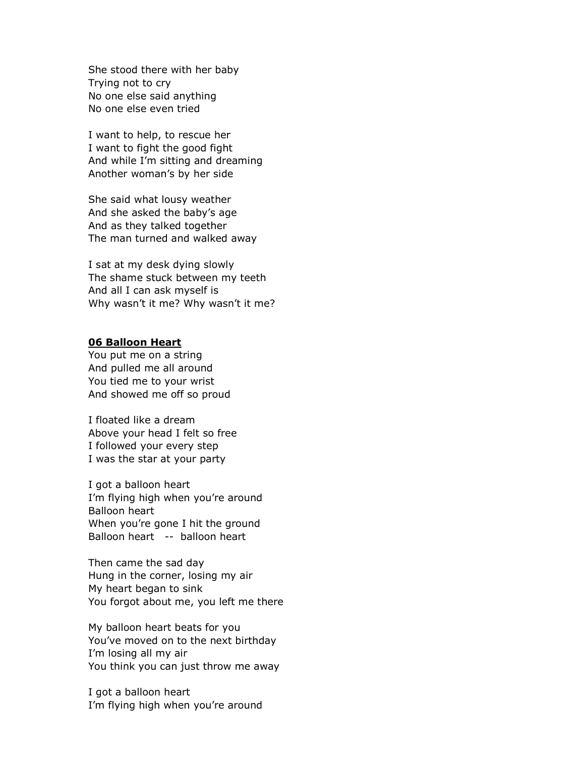She stood there with her baby
Trying not to cry
No one else said anything
No one else even tried

I want to help, to rescue her
I want to fight the good fight
And while I'm sitting and dreaming
Another woman's by her side

She said what lousy weather
And she asked the baby's age
And as they talked together
The man turned and walked away

I sat at my desk dying slowly
The shame stuck between my teeth
And all I can ask myself is
Why wasn't it me? Why wasn't it me?

**06 Balloon Heart**

You put me on a string
And pulled me all around
You tied me to your wrist
And showed me off so proud

I floated like a dream
Above your head I felt so free
I followed your every step
I was the star at your party

I got a balloon heart
I'm flying high when you're around
Balloon heart
When you're gone I hit the ground
Balloon heart -- balloon heart

Then came the sad day
Hung in the corner, losing my air
My heart began to sink
You forgot about me, you left me there

My balloon heart beats for you
You've moved on to the next birthday
I'm losing all my air
You think you can just throw me away

I got a balloon heart
I'm flying high when you're around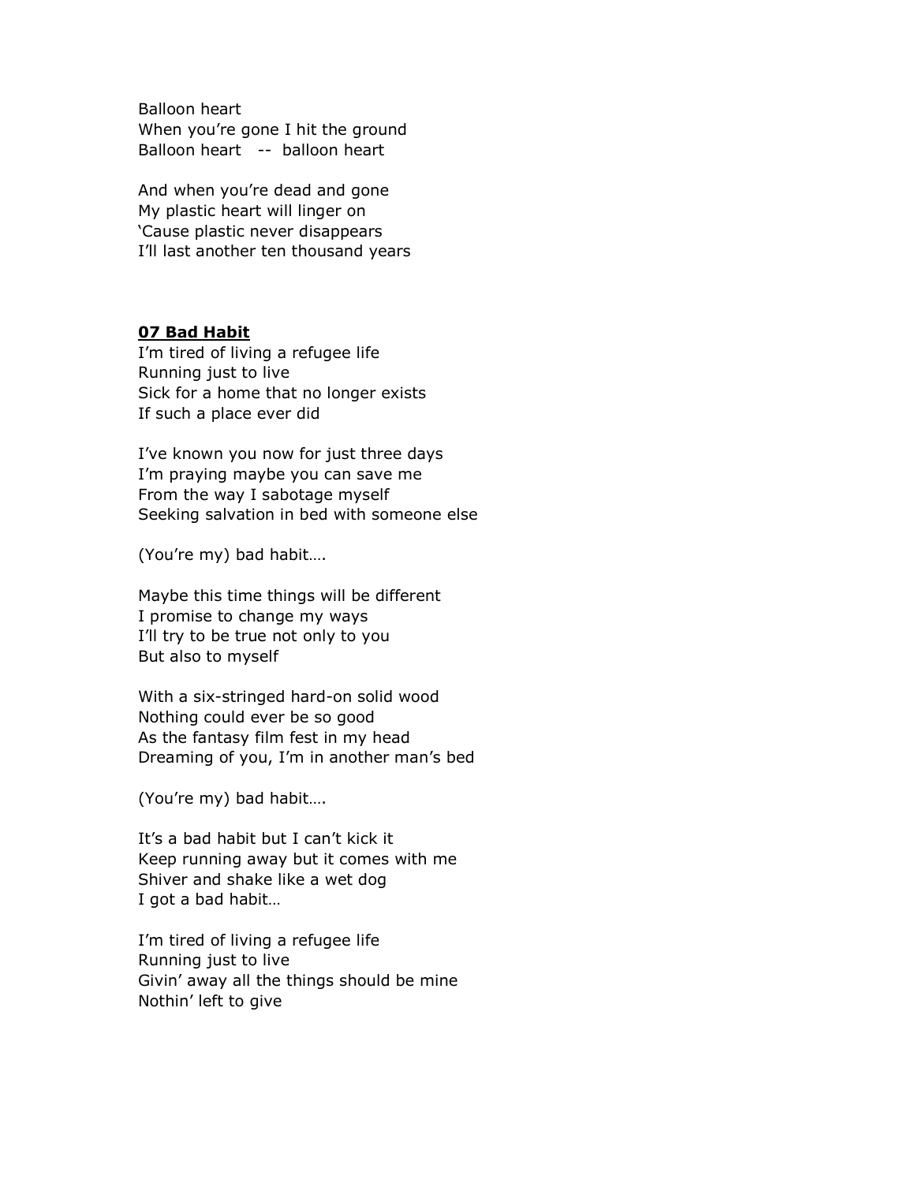Balloon heart
When you're gone I hit the ground
Balloon heart -- balloon heart

And when you're dead and gone
My plastic heart will linger on
'Cause plastic never disappears
I'll last another ten thousand years

**07 Bad Habit**

I'm tired of living a refugee life
Running just to live
Sick for a home that no longer exists
If such a place ever did

I've known you now for just three days
I'm praying maybe you can save me
From the way I sabotage myself
Seeking salvation in bed with someone else

(You're my) bad habit….

Maybe this time things will be different
I promise to change my ways
I'll try to be true not only to you
But also to myself

With a six-stringed hard-on solid wood
Nothing could ever be so good
As the fantasy film fest in my head
Dreaming of you, I'm in another man's bed

(You're my) bad habit….

It's a bad habit but I can't kick it
Keep running away but it comes with me
Shiver and shake like a wet dog
I got a bad habit…

I'm tired of living a refugee life
Running just to live
Givin' away all the things should be mine
Nothin' left to give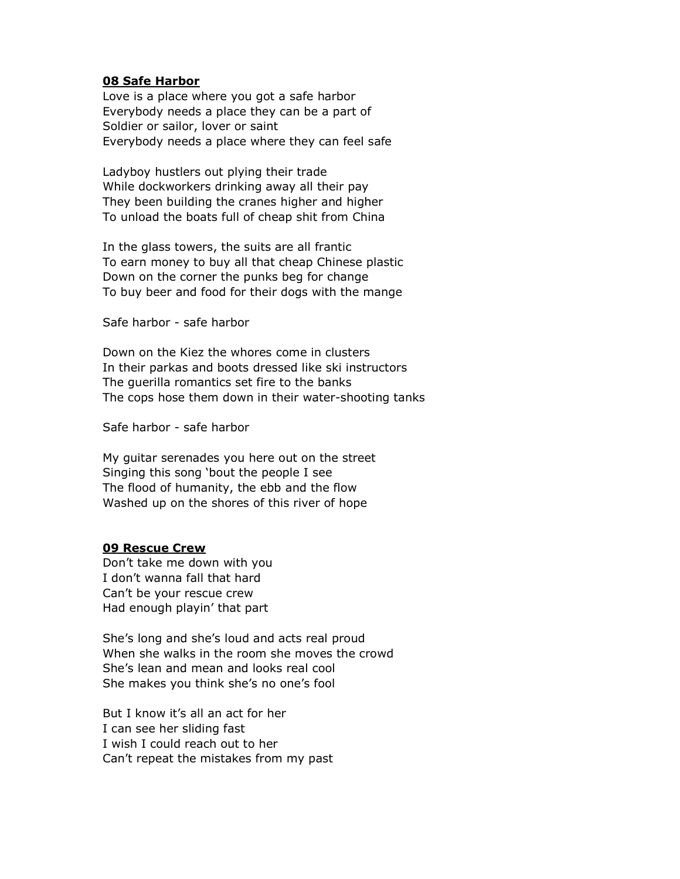**<u>08 Safe Harbor</u>**

Love is a place where you got a safe harbor
Everybody needs a place they can be a part of
Soldier or sailor, lover or saint
Everybody needs a place where they can feel safe

Ladyboy hustlers out plying their trade
While dockworkers drinking away all their pay
They been building the cranes higher and higher
To unload the boats full of cheap shit from China

In the glass towers, the suits are all frantic
To earn money to buy all that cheap Chinese plastic
Down on the corner the punks beg for change
To buy beer and food for their dogs with the mange

Safe harbor - safe harbor

Down on the Kiez the whores come in clusters
In their parkas and boots dressed like ski instructors
The guerilla romantics set fire to the banks
The cops hose them down in their water-shooting tanks

Safe harbor - safe harbor

My guitar serenades you here out on the street
Singing this song 'bout the people I see
The flood of humanity, the ebb and the flow
Washed up on the shores of this river of hope

**<u>09 Rescue Crew</u>**

Don't take me down with you
I don't wanna fall that hard
Can't be your rescue crew
Had enough playin' that part

She's long and she's loud and acts real proud
When she walks in the room she moves the crowd
She's lean and mean and looks real cool
She makes you think she's no one's fool

But I know it's all an act for her
I can see her sliding fast
I wish I could reach out to her
Can't repeat the mistakes from my past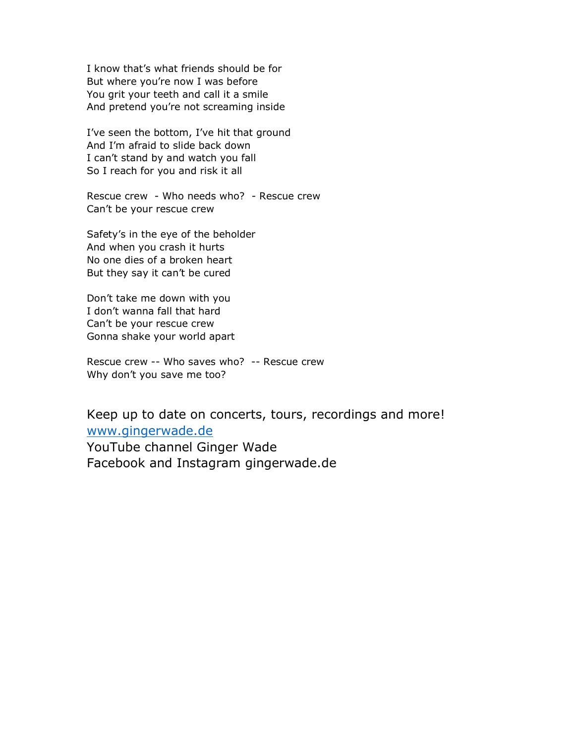I know that's what friends should be for
But where you're now I was before
You grit your teeth and call it a smile
And pretend you're not screaming inside

I've seen the bottom, I've hit that ground
And I'm afraid to slide back down
I can't stand by and watch you fall
So I reach for you and risk it all

Rescue crew - Who needs who? - Rescue crew
Can't be your rescue crew

Safety's in the eye of the beholder
And when you crash it hurts
No one dies of a broken heart
But they say it can't be cured

Don't take me down with you
I don't wanna fall that hard
Can't be your rescue crew
Gonna shake your world apart

Rescue crew -- Who saves who? -- Rescue crew
Why don't you save me too?

Keep up to date on concerts, tours, recordings and more!
[www.gingerwade.de](http://www.gingerwade.de)
YouTube channel Ginger Wade
Facebook and Instagram gingerwade.de